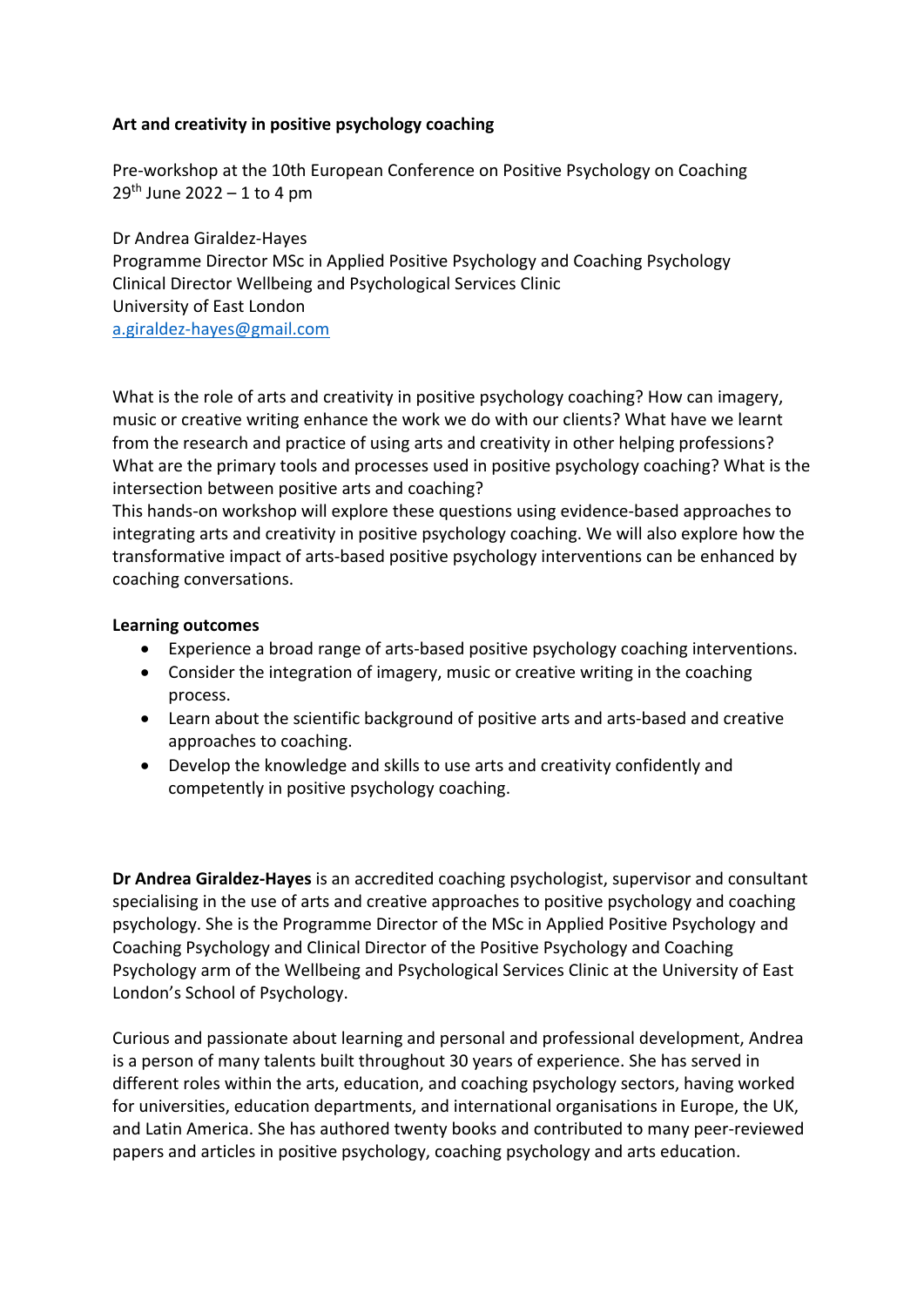**Art and creativity in positive psychology coaching**

Pre-workshop at the 10th European Conference on Positive Psychology on Coaching
29th June 2022 – 1 to 4 pm

Dr Andrea Giraldez-Hayes
Programme Director MSc in Applied Positive Psychology and Coaching Psychology
Clinical Director Wellbeing and Psychological Services Clinic
University of East London
a.giraldez-hayes@gmail.com

What is the role of arts and creativity in positive psychology coaching? How can imagery, music or creative writing enhance the work we do with our clients? What have we learnt from the research and practice of using arts and creativity in other helping professions? What are the primary tools and processes used in positive psychology coaching? What is the intersection between positive arts and coaching?
This hands-on workshop will explore these questions using evidence-based approaches to integrating arts and creativity in positive psychology coaching. We will also explore how the transformative impact of arts-based positive psychology interventions can be enhanced by coaching conversations.

**Learning outcomes**

- Experience a broad range of arts-based positive psychology coaching interventions.
- Consider the integration of imagery, music or creative writing in the coaching process.
- Learn about the scientific background of positive arts and arts-based and creative approaches to coaching.
- Develop the knowledge and skills to use arts and creativity confidently and competently in positive psychology coaching.

**Dr Andrea Giraldez-Hayes** is an accredited coaching psychologist, supervisor and consultant specialising in the use of arts and creative approaches to positive psychology and coaching psychology. She is the Programme Director of the MSc in Applied Positive Psychology and Coaching Psychology and Clinical Director of the Positive Psychology and Coaching Psychology arm of the Wellbeing and Psychological Services Clinic at the University of East London's School of Psychology.

Curious and passionate about learning and personal and professional development, Andrea is a person of many talents built throughout 30 years of experience. She has served in different roles within the arts, education, and coaching psychology sectors, having worked for universities, education departments, and international organisations in Europe, the UK, and Latin America. She has authored twenty books and contributed to many peer-reviewed papers and articles in positive psychology, coaching psychology and arts education.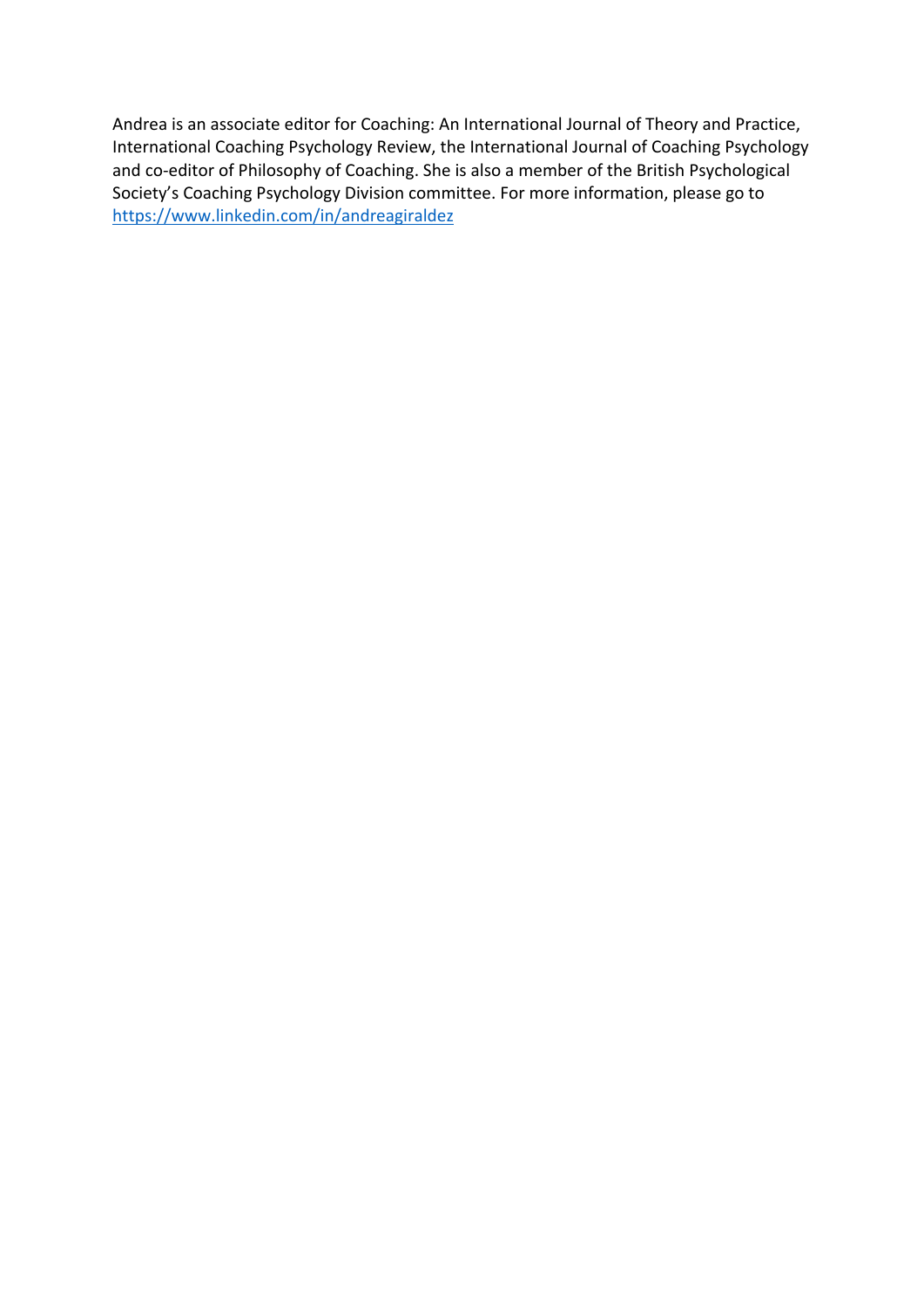Andrea is an associate editor for Coaching: An International Journal of Theory and Practice, International Coaching Psychology Review, the International Journal of Coaching Psychology and co-editor of Philosophy of Coaching. She is also a member of the British Psychological Society's Coaching Psychology Division committee. For more information, please go to https://www.linkedin.com/in/andreagiraldez